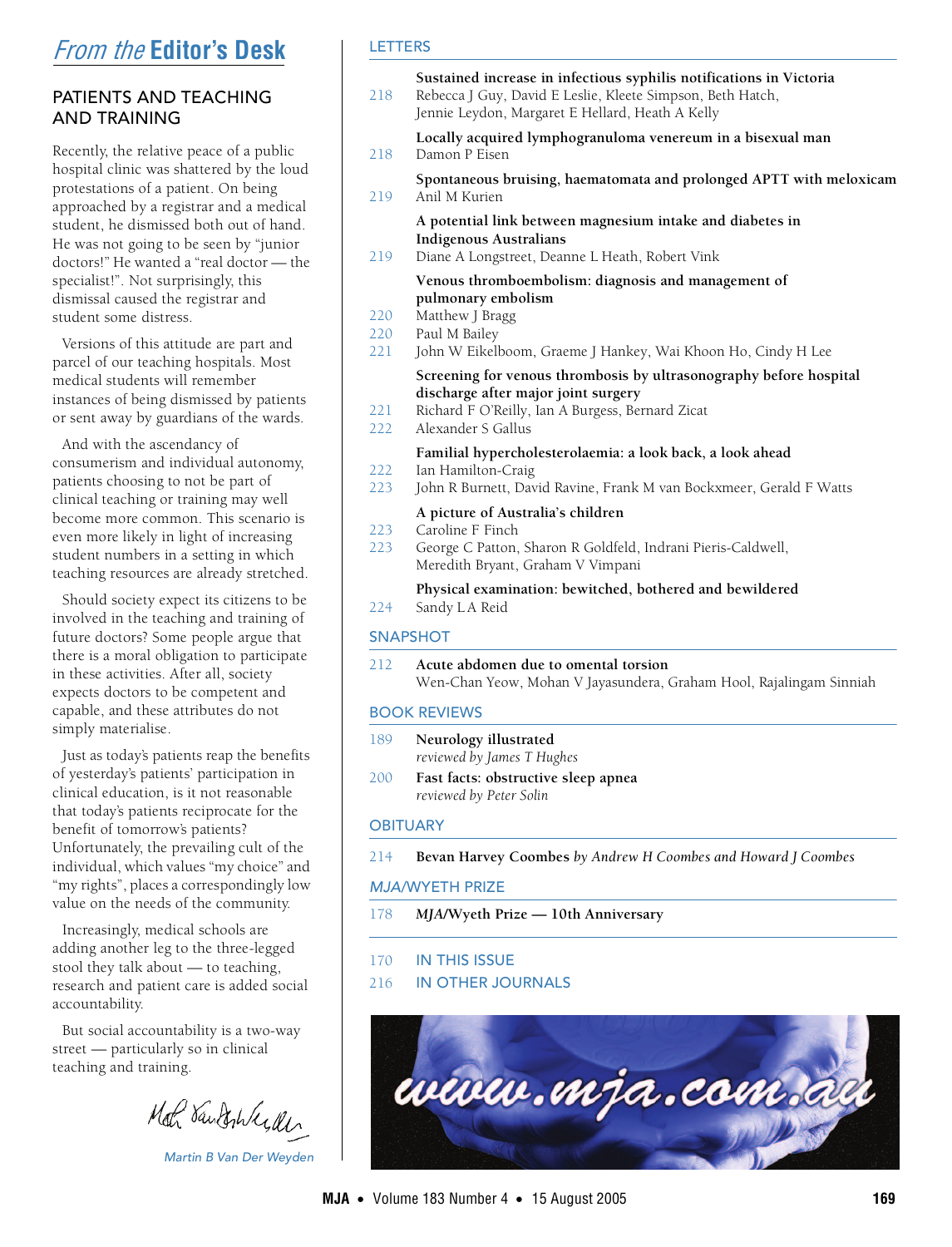# *From the* Editor's Desk

## PATIENTS AND TEACHING AND TRAINING

Recently, the relative peace of a public hospital clinic was shattered by the loud protestations of a patient. On being approached by a registrar and a medical student, he dismissed both out of hand. He was not going to be seen by "junior doctors!" He wanted a "real doctor — the specialist!". Not surprisingly, this dismissal caused the registrar and student some distress.

Versions of this attitude are part and parcel of our teaching hospitals. Most medical students will remember instances of being dismissed by patients or sent away by guardians of the wards.

And with the ascendancy of consumerism and individual autonomy, patients choosing to not be part of clinical teaching or training may well become more common. This scenario is even more likely in light of increasing student numbers in a setting in which teaching resources are already stretched.

Should society expect its citizens to be involved in the teaching and training of future doctors? Some people argue that there is a moral obligation to participate in these activities. After all, society expects doctors to be competent and capable, and these attributes do not simply materialise.

Just as today's patients reap the benefits of yesterday's patients' participation in clinical education, is it not reasonable that today's patients reciprocate for the benefit of tomorrow's patients? Unfortunately, the prevailing cult of the individual, which values "my choice" and "my rights", places a correspondingly low value on the needs of the community.

Increasingly, medical schools are adding another leg to the three-legged stool they talk about — to teaching, research and patient care is added social accountability.

But social accountability is a two-way street — particularly so in clinical teaching and training.

*Martin B Van Der Weyden*

## LETTERS

**Sustained increase in infectious syphilis notifications in Victoria**
218 Rebecca J Guy, David E Leslie, Kleete Simpson, Beth Hatch, Jennie Leydon, Margaret E Hellard, Heath A Kelly

**Locally acquired lymphogranuloma venereum in a bisexual man**
218 Damon P Eisen

**Spontaneous bruising, haematomata and prolonged APTT with meloxicam**
219 Anil M Kurien

**A potential link between magnesium intake and diabetes in Indigenous Australians**
219 Diane A Longstreet, Deanne L Heath, Robert Vink

**Venous thromboembolism: diagnosis and management of pulmonary embolism**
220 Matthew J Bragg
220 Paul M Bailey
221 John W Eikelboom, Graeme J Hankey, Wai Khoon Ho, Cindy H Lee

**Screening for venous thrombosis by ultrasonography before hospital discharge after major joint surgery**
221 Richard F O'Reilly, Ian A Burgess, Bernard Zicat
222 Alexander S Gallus

**Familial hypercholesterolaemia: a look back, a look ahead**
222 Ian Hamilton-Craig
223 John R Burnett, David Ravine, Frank M van Bockxmeer, Gerald F Watts

**A picture of Australia's children**
223 Caroline F Finch
223 George C Patton, Sharon R Goldfeld, Indrani Pieris-Caldwell, Meredith Bryant, Graham V Vimpani

**Physical examination: bewitched, bothered and bewildered**
224 Sandy L A Reid

## SNAPSHOT

212 **Acute abdomen due to omental torsion**
Wen-Chan Yeow, Mohan V Jayasundera, Graham Hool, Rajalingam Sinniah

## BOOK REVIEWS

189 **Neurology illustrated**
*reviewed by James T Hughes*

200 **Fast facts: obstructive sleep apnea**
*reviewed by Peter Solin*

## OBITUARY

214 **Bevan Harvey Coombes** *by Andrew H Coombes and Howard J Coombes*

## *MJA*/WYETH PRIZE

178 ***MJA*/Wyeth Prize — 10th Anniversary**

170 IN THIS ISSUE

216 IN OTHER JOURNALS

www.mja.com.au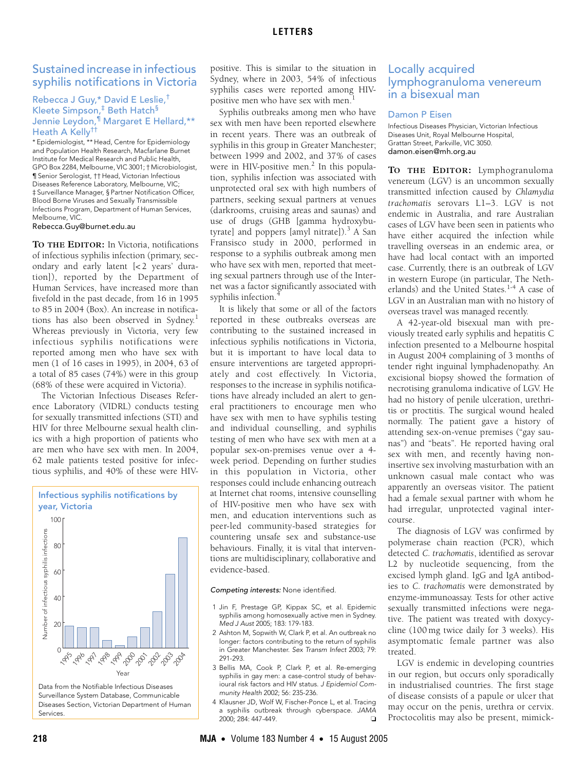## Sustained increase in infectious syphilis notifications in Victoria

Rebecca J Guy,* David E Leslie,[†] Kleete Simpson,[‡] Beth Hatch[§] Jennie Leydon,[¶] Margaret E Hellard,** Heath A Kelly[††]

\* Epidemiologist, ** Head, Centre for Epidemiology and Population Health Research, Macfarlane Burnet Institute for Medical Research and Public Health, GPO Box 2284, Melbourne, VIC 3001; † Microbiologist, ¶ Senior Serologist, †† Head, Victorian Infectious Diseases Reference Laboratory, Melbourne, VIC; ‡ Surveillance Manager, § Partner Notification Officer, Blood Borne Viruses and Sexually Transmissible Infections Program, Department of Human Services, Melbourne, VIC.

Rebecca.Guy@burnet.edu.au

**To the Editor:** In Victoria, notifications of infectious syphilis infection (primary, secondary and early latent [< 2 years' duration]), reported by the Department of Human Services, have increased more than fivefold in the past decade, from 16 in 1995 to 85 in 2004 (Box). An increase in notifications has also been observed in Sydney.[1] Whereas previously in Victoria, very few infectious syphilis notifications were reported among men who have sex with men (1 of 16 cases in 1995), in 2004, 63 of a total of 85 cases (74%) were in this group (68% of these were acquired in Victoria).

The Victorian Infectious Diseases Reference Laboratory (VIDRL) conducts testing for sexually transmitted infections (STI) and HIV for three Melbourne sexual health clinics with a high proportion of patients who are men who have sex with men. In 2004, 62 male patients tested positive for infectious syphilis, and 40% of these were HIV-positive. This is similar to the situation in Sydney, where in 2003, 54% of infectious syphilis cases were reported among HIV-positive men who have sex with men.[1]

Syphilis outbreaks among men who have sex with men have been reported elsewhere in recent years. There was an outbreak of syphilis in this group in Greater Manchester; between 1999 and 2002, and 37% of cases were in HIV-positive men.[2] In this population, syphilis infection was associated with unprotected oral sex with high numbers of partners, seeking sexual partners at venues (darkrooms, cruising areas and saunas) and use of drugs (GHB [gamma hydroxybutyrate] and poppers [amyl nitrate]).[3] A San Fransisco study in 2000, performed in response to a syphilis outbreak among men who have sex with men, reported that meeting sexual partners through use of the Internet was a factor significantly associated with syphilis infection.[4]

It is likely that some or all of the factors reported in these outbreaks overseas are contributing to the sustained increased in infectious syphilis notifications in Victoria, but it is important to have local data to ensure interventions are targeted appropriately and cost effectively. In Victoria, responses to the increase in syphilis notifications have already included an alert to general practitioners to encourage men who have sex with men to have syphilis testing and individual counselling, and syphilis testing of men who have sex with men at a popular sex-on-premises venue over a 4-week period. Depending on further studies in this population in Victoria, other responses could include enhancing outreach at Internet chat rooms, intensive counselling of HIV-positive men who have sex with men, and education interventions such as peer-led community-based strategies for countering unsafe sex and substance-use behaviours. Finally, it is vital that interventions are multidisciplinary, collaborative and evidence-based.

**Infectious syphilis notifications by year, Victoria**

Number of infectious syphilis infections

100
80
60
40
20
0

1995 1996 1997 1998 1999 2000 2001 2002 2003 2004

Year

Data from the Notifiable Infectious Diseases Surveillance System Database, Communicable Diseases Section, Victorian Department of Human Services.

*Competing interests:* None identified.

1. Jin F, Prestage GP, Kippax SC, et al. Epidemic syphilis among homosexually active men in Sydney. *Med J Aust* 2005; 183: 179-183.
2. Ashton M, Sopwith W, Clark P, et al. An outbreak no longer: factors contributing to the return of syphilis in Greater Manchester. *Sex Transm Infect* 2003; 79: 291-293.
3. Bellis MA, Cook P, Clark P, et al. Re-emerging syphilis in gay men: a case-control study of behavioural risk factors and HIV status. *J Epidemiol Community Health* 2002; 56: 235-236.
4. Klausner JD, Wolf W, Fischer-Ponce L, et al. Tracing a syphilis outbreak through cyberspace. *JAMA* 2000; 284: 447-449.

## Locally acquired lymphogranuloma venereum in a bisexual man

Damon P Eisen

Infectious Diseases Physician, Victorian Infectious Diseases Unit, Royal Melbourne Hospital, Grattan Street, Parkville, VIC 3050.

damon.eisen@mh.org.au

**To the Editor:** Lymphogranuloma venereum (LGV) is an uncommon sexually transmitted infection caused by *Chlamydia trachomatis* serovars L1–3. LGV is not endemic in Australia, and rare Australian cases of LGV have been seen in patients who have either acquired the infection while travelling overseas in an endemic area, or have had local contact with an imported case. Currently, there is an outbreak of LGV in western Europe (in particular, The Netherlands) and the United States.[1-4] A case of LGV in an Australian man with no history of overseas travel was managed recently.

A 42-year-old bisexual man with previously treated early syphilis and hepatitis C infection presented to a Melbourne hospital in August 2004 complaining of 3 months of tender right inguinal lymphadenopathy. An excisional biopsy showed the formation of necrotising granuloma indicative of LGV. He had no history of penile ulceration, urethritis or proctitis. The surgical wound healed normally. The patient gave a history of attending sex-on-venue premises ("gay saunas") and "beats". He reported having oral sex with men, and recently having non-insertive sex involving masturbation with an unknown casual male contact who was apparently an overseas visitor. The patient had a female sexual partner with whom he had irregular, unprotected vaginal intercourse.

The diagnosis of LGV was confirmed by polymerase chain reaction (PCR), which detected *C. trachomatis*, identified as serovar L2 by nucleotide sequencing, from the excised lymph gland. IgG and IgA antibodies to *C. trachomatis* were demonstrated by enzyme-immunoassay. Tests for other active sexually transmitted infections were negative. The patient was treated with doxycycline (100 mg twice daily for 3 weeks). His asymptomatic female partner was also treated.

LGV is endemic in developing countries in our region, but occurs only sporadically in industrialised countries. The first stage of disease consists of a papule or ulcer that may occur on the penis, urethra or cervix. Proctocolitis may also be present, mimick-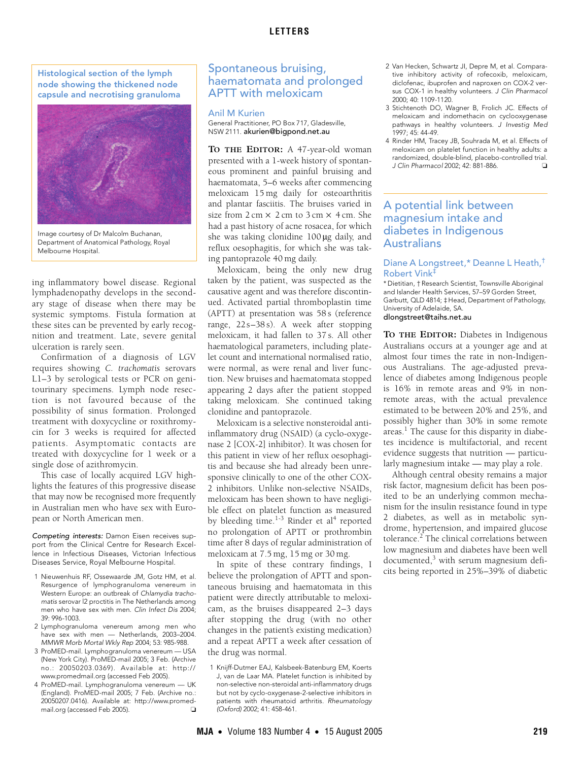Histological section of the lymph node showing the thickened node capsule and necrotising granuloma

Image courtesy of Dr Malcolm Buchanan, Department of Anatomical Pathology, Royal Melbourne Hospital.

ing inflammatory bowel disease. Regional lymphadenopathy develops in the secondary stage of disease when there may be systemic symptoms. Fistula formation at these sites can be prevented by early recognition and treatment. Late, severe genital ulceration is rarely seen.

Confirmation of a diagnosis of LGV requires showing *C. trachomatis* serovars L1–3 by serological tests or PCR on genitourinary specimens. Lymph node resection is not favoured because of the possibility of sinus formation. Prolonged treatment with doxycycline or roxithromycin for 3 weeks is required for affected patients. Asymptomatic contacts are treated with doxycycline for 1 week or a single dose of azithromycin.

This case of locally acquired LGV highlights the features of this progressive disease that may now be recognised more frequently in Australian men who have sex with European or North American men.

*Competing interests:* Damon Eisen receives support from the Clinical Centre for Research Excellence in Infectious Diseases, Victorian Infectious Diseases Service, Royal Melbourne Hospital.

1 Nieuwenhuis RF, Ossewaarde JM, Gotz HM, et al. Resurgence of lymphogranuloma venereum in Western Europe: an outbreak of *Chlamydia trachomatis* serovar l2 proctitis in The Netherlands among men who have sex with men. *Clin Infect Dis* 2004; 39: 996-1003.
2 Lymphogranuloma venereum among men who have sex with men — Netherlands, 2003–2004. *MMWR Morb Mortal Wkly Rep* 2004; 53: 985-988.
3 ProMED-mail. Lymphogranuloma venereum — USA (New York City). ProMED-mail 2005; 3 Feb. (Archive no.: 20050203.0369). Available at: http://www.promedmail.org (accessed Feb 2005).
4 ProMED-mail. Lymphogranuloma venereum — UK (England). ProMED-mail 2005; 7 Feb. (Archive no.: 20050207.0416). Available at: http://www.promedmail.org (accessed Feb 2005).

## Spontaneous bruising, haematomata and prolonged APTT with meloxicam

**Anil M Kurien**
General Practitioner, PO Box 717, Gladesville, NSW 2111. akurien@bigpond.net.au

**To the Editor:** A 47-year-old woman presented with a 1-week history of spontaneous prominent and painful bruising and haematomata, 5–6 weeks after commencing meloxicam 15 mg daily for osteoarthritis and plantar fasciitis. The bruises varied in size from 2 cm × 2 cm to 3 cm × 4 cm. She had a past history of acne rosacea, for which she was taking clonidine 100 μg daily, and reflux oesophagitis, for which she was taking pantoprazole 40 mg daily.

Meloxicam, being the only new drug taken by the patient, was suspected as the causative agent and was therefore discontinued. Activated partial thromboplastin time (APTT) at presentation was 58 s (reference range, 22 s–38 s). A week after stopping meloxicam, it had fallen to 37 s. All other haematological parameters, including platelet count and international normalised ratio, were normal, as were renal and liver function. New bruises and haematomata stopped appearing 2 days after the patient stopped taking meloxicam. She continued taking clonidine and pantoprazole.

Meloxicam is a selective nonsteroidal anti-inflammatory drug (NSAID) (a cyclo-oxygenase 2 [COX-2] inhibitor). It was chosen for this patient in view of her reflux oesophagitis and because she had already been unresponsive clinically to one of the other COX-2 inhibitors. Unlike non-selective NSAIDs, meloxicam has been shown to have negligible effect on platelet function as measured by bleeding time.[1-3] Rinder et al[4] reported no prolongation of APTT or prothrombin time after 8 days of regular administration of meloxicam at 7.5 mg, 15 mg or 30 mg.

In spite of these contrary findings, I believe the prolongation of APTT and spontaneous bruising and haematomata in this patient were directly attributable to meloxicam, as the bruises disappeared 2–3 days after stopping the drug (with no other changes in the patient's existing medication) and a repeat APTT a week after cessation of the drug was normal.

1 Knijff-Dutmer EAJ, Kalsbeek-Batenburg EM, Koerts J, van de Laar MA. Platelet function is inhibited by non-selective non-steroidal anti-inflammatory drugs but not by cyclo-oxygenase-2-selective inhibitors in patients with rheumatoid arthritis. *Rheumatology (Oxford)* 2002; 41: 458-461.
2 Van Hecken, Schwartz JI, Depre M, et al. Comparative inhibitory activity of rofecoxib, meloxicam, diclofenac, ibuprofen and naproxen on COX-2 versus COX-1 in healthy volunteers. *J Clin Pharmacol* 2000; 40: 1109-1120.
3 Stichtenoth DO, Wagner B, Frolich JC. Effects of meloxicam and indomethacin on cyclooxygenase pathways in healthy volunteers. *J Investig Med* 1997; 45: 44-49.
4 Rinder HM, Tracey JB, Souhrada M, et al. Effects of meloxicam on platelet function in healthy adults: a randomized, double-blind, placebo-controlled trial. *J Clin Pharmacol* 2002; 42: 881-886.

## A potential link between magnesium intake and diabetes in Indigenous Australians

**Diane A Longstreet,\* Deanne L Heath,† Robert Vink‡**
\* Dietitian, † Research Scientist, Townsville Aboriginal and Islander Health Services, 57–59 Gorden Street, Garbutt, QLD 4814; ‡ Head, Department of Pathology, University of Adelaide, SA.
dlongstreet@taihs.net.au

**To the Editor:** Diabetes in Indigenous Australians occurs at a younger age and at almost four times the rate in non-Indigenous Australians. The age-adjusted prevalence of diabetes among Indigenous people is 16% in remote areas and 9% in non-remote areas, with the actual prevalence estimated to be between 20% and 25%, and possibly higher than 30% in some remote areas.[1] The cause for this disparity in diabetes incidence is multifactorial, and recent evidence suggests that nutrition — particularly magnesium intake — may play a role.

Although central obesity remains a major risk factor, magnesium deficit has been posited to be an underlying common mechanism for the insulin resistance found in type 2 diabetes, as well as in metabolic syndrome, hypertension, and impaired glucose tolerance.[2] The clinical correlations between low magnesium and diabetes have been well documented,[3] with serum magnesium deficits being reported in 25%–39% of diabetic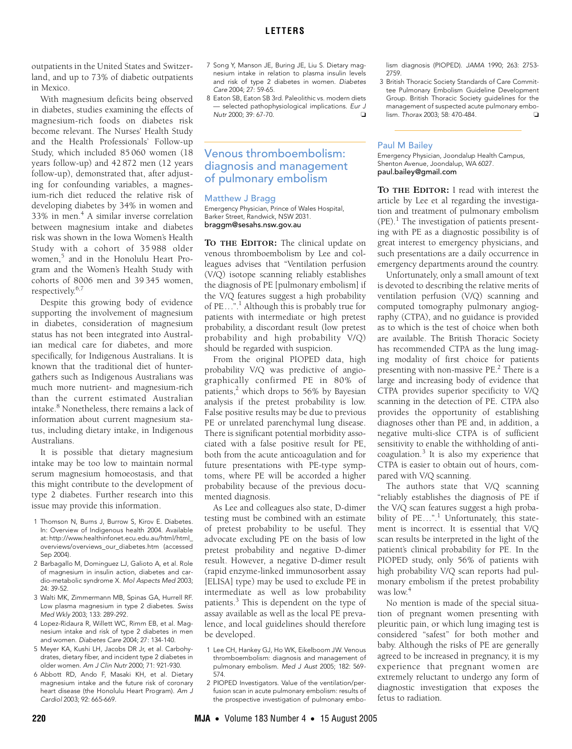outpatients in the United States and Switzerland, and up to 73% of diabetic outpatients in Mexico.

With magnesium deficits being observed in diabetes, studies examining the effects of magnesium-rich foods on diabetes risk become relevant. The Nurses' Health Study and the Health Professionals' Follow-up Study, which included 85 060 women (18 years follow-up) and 42 872 men (12 years follow-up), demonstrated that, after adjusting for confounding variables, a magnesium-rich diet reduced the relative risk of developing diabetes by 34% in women and 33% in men.[4] A similar inverse correlation between magnesium intake and diabetes risk was shown in the Iowa Women's Health Study with a cohort of 35 988 older women,[5] and in the Honolulu Heart Program and the Women's Health Study with cohorts of 8006 men and 39 345 women, respectively.[6,7]

Despite this growing body of evidence supporting the involvement of magnesium in diabetes, consideration of magnesium status has not been integrated into Australian medical care for diabetes, and more specifically, for Indigenous Australians. It is known that the traditional diet of hunter-gathers such as Indigenous Australians was much more nutrient- and magnesium-rich than the current estimated Australian intake.[8] Nonetheless, there remains a lack of information about current magnesium status, including dietary intake, in Indigenous Australians.

It is possible that dietary magnesium intake may be too low to maintain normal serum magnesium homoeostasis, and that this might contribute to the development of type 2 diabetes. Further research into this issue may provide this information.

1 Thomson N, Burns J, Burrow S, Kirov E. Diabetes. In: Overview of Indigenous health 2004. Available at: http://www.healthinfonet.ecu.edu.au/html/html_overviews/overviews_our_diabetes.htm (accessed Sep 2004).

2 Barbagallo M, Dominguez LJ, Galioto A, et al. Role of magnesium in insulin action, diabetes and cardio-metabolic syndrome X. *Mol Aspects Med* 2003; 24: 39-52.

3 Walti MK, Zimmermann MB, Spinas GA, Hurrell RF. Low plasma magnesium in type 2 diabetes. *Swiss Med Wkly* 2003; 133: 289-292.

4 Lopez-Ridaura R, Willett WC, Rimm EB, et al. Magnesium intake and risk of type 2 diabetes in men and women. *Diabetes Care* 2004; 27: 134-140.

5 Meyer KA, Kushi LH, Jacobs DR Jr, et al. Carbohydrates, dietary fiber, and incident type 2 diabetes in older women. *Am J Clin Nutr* 2000; 71: 921-930.

6 Abbott RD, Ando F, Masaki KH, et al. Dietary magnesium intake and the future risk of coronary heart disease (the Honolulu Heart Program). *Am J Cardiol* 2003; 92: 665-669.

7 Song Y, Manson JE, Buring JE, Liu S. Dietary magnesium intake in relation to plasma insulin levels and risk of type 2 diabetes in women. *Diabetes Care* 2004; 27: 59-65.

8 Eaton SB, Eaton SB 3rd. Paleolithic vs. modern diets — selected pathophysiological implications. *Eur J Nutr* 2000; 39: 67-70.

## Venous thromboembolism: diagnosis and management of pulmonary embolism

### Matthew J Bragg

Emergency Physician, Prince of Wales Hospital, Barker Street, Randwick, NSW 2031.
**braggm@sesahs.nsw.gov.au**

**To the Editor:** The clinical update on venous thromboembolism by Lee and colleagues advises that "Ventilation perfusion (V/Q) isotope scanning reliably establishes the diagnosis of PE [pulmonary embolism] if the V/Q features suggest a high probability of PE...".[1] Although this is probably true for patients with intermediate or high pretest probability, a discordant result (low pretest probability and high probability V/Q) should be regarded with suspicion.

From the original PIOPED data, high probability V/Q was predictive of angiographically confirmed PE in 80% of patients,[2] which drops to 56% by Bayesian analysis if the pretest probability is low. False positive results may be due to previous PE or unrelated parenchymal lung disease. There is significant potential morbidity associated with a false positive result for PE, both from the acute anticoagulation and for future presentations with PE-type symptoms, where PE will be accorded a higher probability because of the previous documented diagnosis.

As Lee and colleagues also state, D-dimer testing must be combined with an estimate of pretest probability to be useful. They advocate excluding PE on the basis of low pretest probability and negative D-dimer result. However, a negative D-dimer result (rapid enzyme-linked immunosorbent assay [ELISA] type) may be used to exclude PE in intermediate as well as low probability patients.[3] This is dependent on the type of assay available as well as the local PE prevalence, and local guidelines should therefore be developed.

1 Lee CH, Hankey GJ, Ho WK, Eikelboom JW. Venous thromboembolism: diagnosis and management of pulmonary embolism. *Med J Aust* 2005; 182: 569-574.

2 PIOPED Investigators. Value of the ventilation/perfusion scan in acute pulmonary embolism: results of the prospective investigation of pulmonary embolism diagnosis (PIOPED). *JAMA* 1990; 263: 2753-2759.

3 British Thoracic Society Standards of Care Committee Pulmonary Embolism Guideline Development Group. British Thoracic Society guidelines for the management of suspected acute pulmonary embolism. *Thorax* 2003; 58: 470-484.

### Paul M Bailey

Emergency Physician, Joondalup Health Campus, Shenton Avenue, Joondalup, WA 6027.
**paul.bailey@gmail.com**

**To the Editor:** I read with interest the article by Lee et al regarding the investigation and treatment of pulmonary embolism (PE).[1] The investigation of patients presenting with PE as a diagnostic possibility is of great interest to emergency physicians, and such presentations are a daily occurrence in emergency departments around the country.

Unfortunately, only a small amount of text is devoted to describing the relative merits of ventilation perfusion (V/Q) scanning and computed tomography pulmonary angiography (CTPA), and no guidance is provided as to which is the test of choice when both are available. The British Thoracic Society has recommended CTPA as the lung imaging modality of first choice for patients presenting with non-massive PE.[2] There is a large and increasing body of evidence that CTPA provides superior specificity to V/Q scanning in the detection of PE. CTPA also provides the opportunity of establishing diagnoses other than PE and, in addition, a negative multi-slice CTPA is of sufficient sensitivity to enable the withholding of anticoagulation.[3] It is also my experience that CTPA is easier to obtain out of hours, compared with V/Q scanning.

The authors state that V/Q scanning "reliably establishes the diagnosis of PE if the V/Q scan features suggest a high probability of PE...".[1] Unfortunately, this statement is incorrect. It is essential that V/Q scan results be interpreted in the light of the patient's clinical probability for PE. In the PIOPED study, only 56% of patients with high probability V/Q scan reports had pulmonary embolism if the pretest probability was low.[4]

No mention is made of the special situation of pregnant women presenting with pleuritic pain, or which lung imaging test is considered "safest" for both mother and baby. Although the risks of PE are generally agreed to be increased in pregnancy, it is my experience that pregnant women are extremely reluctant to undergo any form of diagnostic investigation that exposes the fetus to radiation.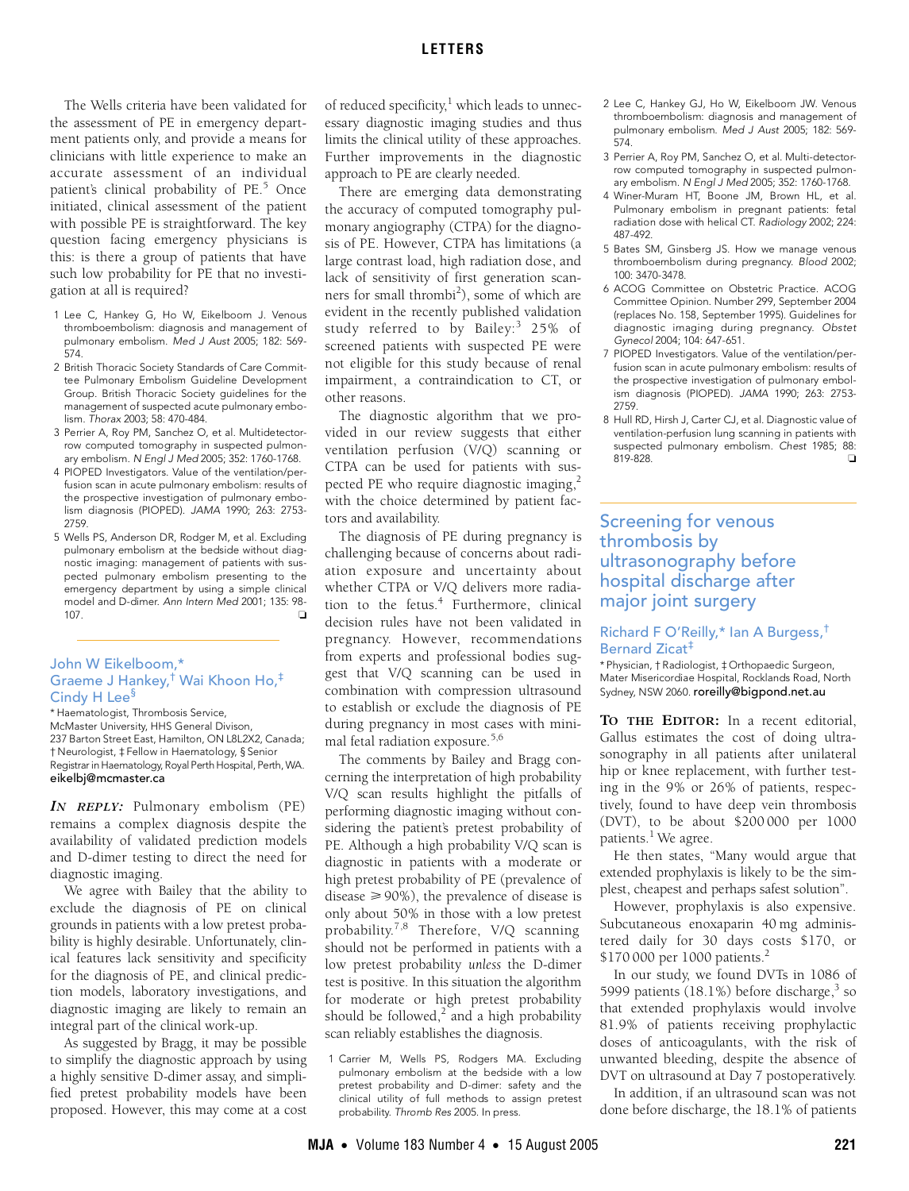The Wells criteria have been validated for the assessment of PE in emergency department patients only, and provide a means for clinicians with little experience to make an accurate assessment of an individual patient's clinical probability of PE.[5] Once initiated, clinical assessment of the patient with possible PE is straightforward. The key question facing emergency physicians is this: is there a group of patients that have such low probability for PE that no investigation at all is required?

1 Lee C, Hankey G, Ho W, Eikelboom J. Venous thromboembolism: diagnosis and management of pulmonary embolism. *Med J Aust* 2005; 182: 569-574.
2 British Thoracic Society Standards of Care Committee Pulmonary Embolism Guideline Development Group. British Thoracic Society guidelines for the management of suspected acute pulmonary embolism. *Thorax* 2003; 58: 470-484.
3 Perrier A, Roy PM, Sanchez O, et al. Multidetector-row computed tomography in suspected pulmonary embolism. *N Engl J Med* 2005; 352: 1760-1768.
4 PIOPED Investigators. Value of the ventilation/perfusion scan in acute pulmonary embolism: results of the prospective investigation of pulmonary embolism diagnosis (PIOPED). *JAMA* 1990; 263: 2753-2759.
5 Wells PS, Anderson DR, Rodger M, et al. Excluding pulmonary embolism at the bedside without diagnostic imaging: management of patients with suspected pulmonary embolism presenting to the emergency department by using a simple clinical model and D-dimer. *Ann Intern Med* 2001; 135: 98-107.

John W Eikelboom,* Graeme J Hankey,† Wai Khoon Ho,‡ Cindy H Lee§

\* Haematologist, Thrombosis Service, McMaster University, HHS General Divison, 237 Barton Street East, Hamilton, ON L8L2X2, Canada; † Neurologist, ‡ Fellow in Haematology, § Senior Registrar in Haematology, Royal Perth Hospital, Perth, WA. eikelbj@mcmaster.ca

***In reply:*** Pulmonary embolism (PE) remains a complex diagnosis despite the availability of validated prediction models and D-dimer testing to direct the need for diagnostic imaging.

We agree with Bailey that the ability to exclude the diagnosis of PE on clinical grounds in patients with a low pretest probability is highly desirable. Unfortunately, clinical features lack sensitivity and specificity for the diagnosis of PE, and clinical prediction models, laboratory investigations, and diagnostic imaging are likely to remain an integral part of the clinical work-up.

As suggested by Bragg, it may be possible to simplify the diagnostic approach by using a highly sensitive D-dimer assay, and simplified pretest probability models have been proposed. However, this may come at a cost of reduced specificity,[1] which leads to unnecessary diagnostic imaging studies and thus limits the clinical utility of these approaches. Further improvements in the diagnostic approach to PE are clearly needed.

There are emerging data demonstrating the accuracy of computed tomography pulmonary angiography (CTPA) for the diagnosis of PE. However, CTPA has limitations (a large contrast load, high radiation dose, and lack of sensitivity of first generation scanners for small thrombi[2]), some of which are evident in the recently published validation study referred to by Bailey:[3] 25% of screened patients with suspected PE were not eligible for this study because of renal impairment, a contraindication to CT, or other reasons.

The diagnostic algorithm that we provided in our review suggests that either ventilation perfusion (V/Q) scanning or CTPA can be used for patients with suspected PE who require diagnostic imaging,[2] with the choice determined by patient factors and availability.

The diagnosis of PE during pregnancy is challenging because of concerns about radiation exposure and uncertainty about whether CTPA or V/Q delivers more radiation to the fetus.[4] Furthermore, clinical decision rules have not been validated in pregnancy. However, recommendations from experts and professional bodies suggest that V/Q scanning can be used in combination with compression ultrasound to establish or exclude the diagnosis of PE during pregnancy in most cases with minimal fetal radiation exposure.[5,6]

The comments by Bailey and Bragg concerning the interpretation of high probability V/Q scan results highlight the pitfalls of performing diagnostic imaging without considering the patient's pretest probability of PE. Although a high probability V/Q scan is diagnostic in patients with a moderate or high pretest probability of PE (prevalence of disease ≥ 90%), the prevalence of disease is only about 50% in those with a low pretest probability.[7,8] Therefore, V/Q scanning should not be performed in patients with a low pretest probability *unless* the D-dimer test is positive. In this situation the algorithm for moderate or high pretest probability should be followed,[2] and a high probability scan reliably establishes the diagnosis.

1 Carrier M, Wells PS, Rodgers MA. Excluding pulmonary embolism at the bedside with a low pretest probability and D-dimer: safety and the clinical utility of full methods to assign pretest probability. *Thromb Res* 2005. In press.
2 Lee C, Hankey GJ, Ho W, Eikelboom JW. Venous thromboembolism: diagnosis and management of pulmonary embolism. *Med J Aust* 2005; 182: 569-574.
3 Perrier A, Roy PM, Sanchez O, et al. Multi-detector-row computed tomography in suspected pulmonary embolism. *N Engl J Med* 2005; 352: 1760-1768.
4 Winer-Muram HT, Boone JM, Brown HL, et al. Pulmonary embolism in pregnant patients: fetal radiation dose with helical CT. *Radiology* 2002; 224: 487-492.
5 Bates SM, Ginsberg JS. How we manage venous thromboembolism during pregnancy. *Blood* 2002; 100: 3470-3478.
6 ACOG Committee on Obstetric Practice. ACOG Committee Opinion. Number 299, September 2004 (replaces No. 158, September 1995). Guidelines for diagnostic imaging during pregnancy. *Obstet Gynecol* 2004; 104: 647-651.
7 PIOPED Investigators. Value of the ventilation/perfusion scan in acute pulmonary embolism: results of the prospective investigation of pulmonary embolism diagnosis (PIOPED). *JAMA* 1990; 263: 2753-2759.
8 Hull RD, Hirsh J, Carter CJ, et al. Diagnostic value of ventilation-perfusion lung scanning in patients with suspected pulmonary embolism. *Chest* 1985; 88: 819-828.

## Screening for venous thrombosis by ultrasonography before hospital discharge after major joint surgery

Richard F O'Reilly,* Ian A Burgess,† Bernard Zicat‡

\* Physician, † Radiologist, ‡ Orthopaedic Surgeon, Mater Misericordiae Hospital, Rocklands Road, North Sydney, NSW 2060. roreilly@bigpond.net.au

**To the Editor:** In a recent editorial, Gallus estimates the cost of doing ultrasonography in all patients after unilateral hip or knee replacement, with further testing in the 9% or 26% of patients, respectively, found to have deep vein thrombosis (DVT), to be about \$200 000 per 1000 patients.[1] We agree.

He then states, "Many would argue that extended prophylaxis is likely to be the simplest, cheapest and perhaps safest solution".

However, prophylaxis is also expensive. Subcutaneous enoxaparin 40 mg administered daily for 30 days costs \$170, or \$170 000 per 1000 patients.[2]

In our study, we found DVTs in 1086 of 5999 patients (18.1%) before discharge,[3] so that extended prophylaxis would involve 81.9% of patients receiving prophylactic doses of anticoagulants, with the risk of unwanted bleeding, despite the absence of DVT on ultrasound at Day 7 postoperatively.

In addition, if an ultrasound scan was not done before discharge, the 18.1% of patients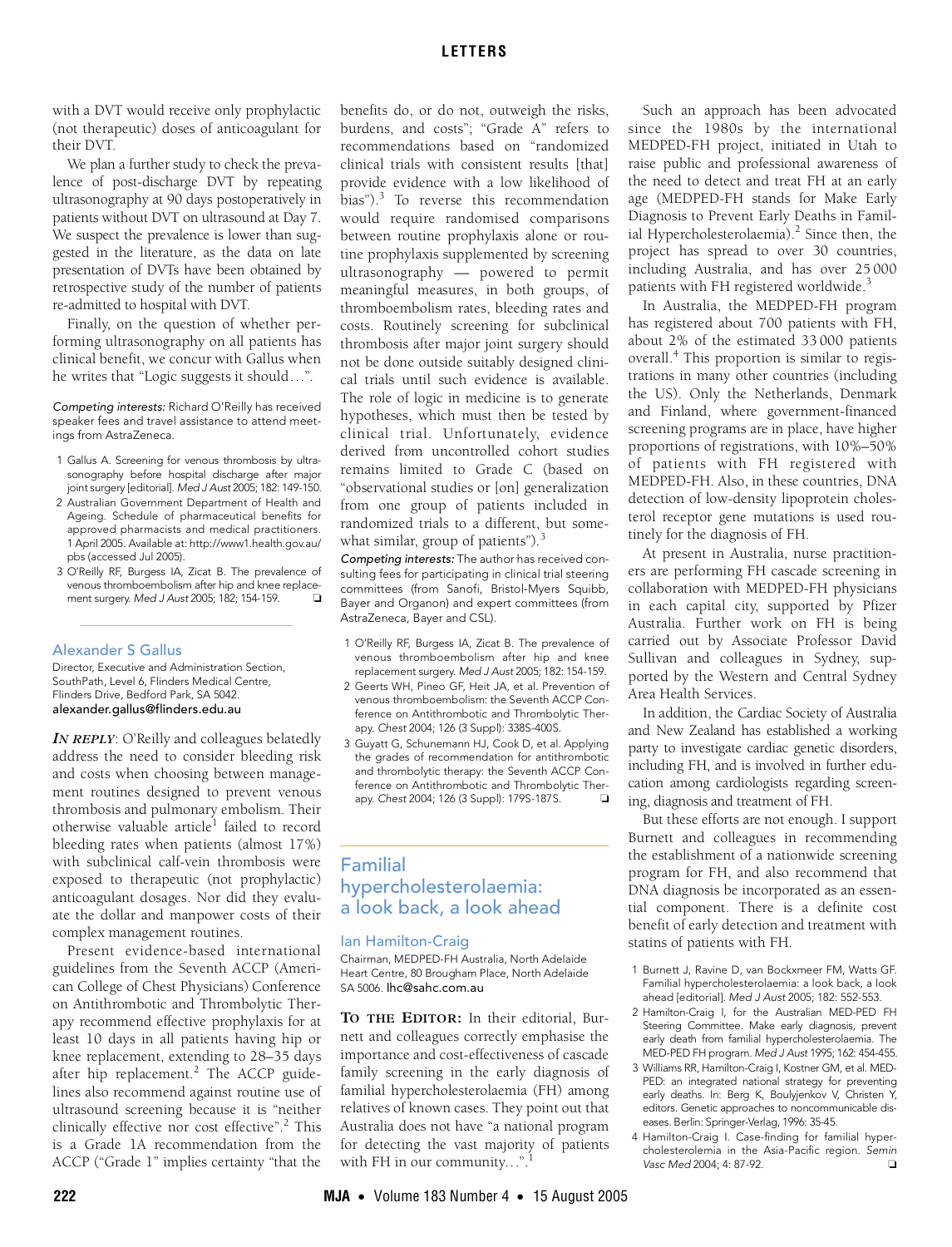with a DVT would receive only prophylactic (not therapeutic) doses of anticoagulant for their DVT.

We plan a further study to check the prevalence of post-discharge DVT by repeating ultrasonography at 90 days postoperatively in patients without DVT on ultrasound at Day 7. We suspect the prevalence is lower than suggested in the literature, as the data on late presentation of DVTs have been obtained by retrospective study of the number of patients re-admitted to hospital with DVT.

Finally, on the question of whether performing ultrasonography on all patients has clinical benefit, we concur with Gallus when he writes that "Logic suggests it should…".

*Competing interests:* Richard O'Reilly has received speaker fees and travel assistance to attend meetings from AstraZeneca.

1 Gallus A. Screening for venous thrombosis by ultrasonography before hospital discharge after major joint surgery [editorial]. *Med J Aust* 2005; 182: 149-150.
2 Australian Government Department of Health and Ageing. Schedule of pharmaceutical benefits for approved pharmacists and medical practitioners. 1 April 2005. Available at: http://www1.health.gov.au/pbs (accessed Jul 2005).
3 O'Reilly RF, Burgess IA, Zicat B. The prevalence of venous thromboembolism after hip and knee replacement surgery. *Med J Aust* 2005; 182: 154-159.

**Alexander S Gallus**

Director, Executive and Administration Section, SouthPath, Level 6, Flinders Medical Centre, Flinders Drive, Bedford Park, SA 5042.
alexander.gallus@flinders.edu.au

***In reply***: O'Reilly and colleagues belatedly address the need to consider bleeding risk and costs when choosing between management routines designed to prevent venous thrombosis and pulmonary embolism. Their otherwise valuable article[1] failed to record bleeding rates when patients (almost 17%) with subclinical calf-vein thrombosis were exposed to therapeutic (not prophylactic) anticoagulant dosages. Nor did they evaluate the dollar and manpower costs of their complex management routines.

Present evidence-based international guidelines from the Seventh ACCP (American College of Chest Physicians) Conference on Antithrombotic and Thrombolytic Therapy recommend effective prophylaxis for at least 10 days in all patients having hip or knee replacement, extending to 28–35 days after hip replacement.[2] The ACCP guidelines also recommend against routine use of ultrasound screening because it is "neither clinically effective nor cost effective".[2] This is a Grade 1A recommendation from the ACCP ("Grade 1" implies certainty "that the benefits do, or do not, outweigh the risks, burdens, and costs"; "Grade A" refers to recommendations based on "randomized clinical trials with consistent results [that] provide evidence with a low likelihood of bias").[3] To reverse this recommendation would require randomised comparisons between routine prophylaxis alone or routine prophylaxis supplemented by screening ultrasonography — powered to permit meaningful measures, in both groups, of thromboembolism rates, bleeding rates and costs. Routinely screening for subclinical thrombosis after major joint surgery should not be done outside suitably designed clinical trials until such evidence is available. The role of logic in medicine is to generate hypotheses, which must then be tested by clinical trial. Unfortunately, evidence derived from uncontrolled cohort studies remains limited to Grade C (based on "observational studies or [on] generalization from one group of patients included in randomized trials to a different, but somewhat similar, group of patients").[3]

*Competing interests:* The author has received consulting fees for participating in clinical trial steering committees (from Sanofi, Bristol-Myers Squibb, Bayer and Organon) and expert committees (from AstraZeneca, Bayer and CSL).

1 O'Reilly RF, Burgess IA, Zicat B. The prevalence of venous thromboembolism after hip and knee replacement surgery. *Med J Aust* 2005; 182: 154-159.
2 Geerts WH, Pineo GF, Heit JA, et al. Prevention of venous thromboembolism: the Seventh ACCP Conference on Antithrombotic and Thrombolytic Therapy. *Chest* 2004; 126 (3 Suppl): 338S-400S.
3 Guyatt G, Schunemann HJ, Cook D, et al. Applying the grades of recommendation for antithrombotic and thrombolytic therapy: the Seventh ACCP Conference on Antithrombotic and Thrombolytic Therapy. *Chest* 2004; 126 (3 Suppl): 179S-187S.

## Familial hypercholesterolaemia: a look back, a look ahead

**Ian Hamilton-Craig**

Chairman, MEDPED-FH Australia, North Adelaide Heart Centre, 80 Brougham Place, North Adelaide SA 5006. lhc@sahc.com.au

**To the Editor:** In their editorial, Burnett and colleagues correctly emphasise the importance and cost-effectiveness of cascade family screening in the early diagnosis of familial hypercholesterolaemia (FH) among relatives of known cases. They point out that Australia does not have "a national program for detecting the vast majority of patients with FH in our community…".[1]

Such an approach has been advocated since the 1980s by the international MEDPED-FH project, initiated in Utah to raise public and professional awareness of the need to detect and treat FH at an early age (MEDPED-FH stands for Make Early Diagnosis to Prevent Early Deaths in Familial Hypercholesterolaemia).[2] Since then, the project has spread to over 30 countries, including Australia, and has over 25 000 patients with FH registered worldwide.[3]

In Australia, the MEDPED-FH program has registered about 700 patients with FH, about 2% of the estimated 33 000 patients overall.[4] This proportion is similar to registrations in many other countries (including the US). Only the Netherlands, Denmark and Finland, where government-financed screening programs are in place, have higher proportions of registrations, with 10%–50% of patients with FH registered with MEDPED-FH. Also, in these countries, DNA detection of low-density lipoprotein cholesterol receptor gene mutations is used routinely for the diagnosis of FH.

At present in Australia, nurse practitioners are performing FH cascade screening in collaboration with MEDPED-FH physicians in each capital city, supported by Pfizer Australia. Further work on FH is being carried out by Associate Professor David Sullivan and colleagues in Sydney, supported by the Western and Central Sydney Area Health Services.

In addition, the Cardiac Society of Australia and New Zealand has established a working party to investigate cardiac genetic disorders, including FH, and is involved in further education among cardiologists regarding screening, diagnosis and treatment of FH.

But these efforts are not enough. I support Burnett and colleagues in recommending the establishment of a nationwide screening program for FH, and also recommend that DNA diagnosis be incorporated as an essential component. There is a definite cost benefit of early detection and treatment with statins of patients with FH.

1 Burnett J, Ravine D, van Bockxmeer FM, Watts GF. Familial hypercholesterolaemia: a look back, a look ahead [editorial]. *Med J Aust* 2005; 182: 552-553.
2 Hamilton-Craig I, for the Australian MED-PED FH Steering Committee. Make early diagnosis, prevent early death from familial hypercholesterolaemia. The MED-PED FH program. *Med J Aust* 1995; 162: 454-455.
3 Williams RR, Hamilton-Craig I, Kostner GM, et al. MED-PED: an integrated national strategy for preventing early deaths. In: Berg K, Boulyjenkov V, Christen Y, editors. Genetic approaches to noncommunicable diseases. Berlin: Springer-Verlag, 1996: 35-45.
4 Hamilton-Craig I. Case-finding for familial hypercholesterolemia in the Asia-Pacific region. *Semin Vasc Med* 2004; 4: 87-92.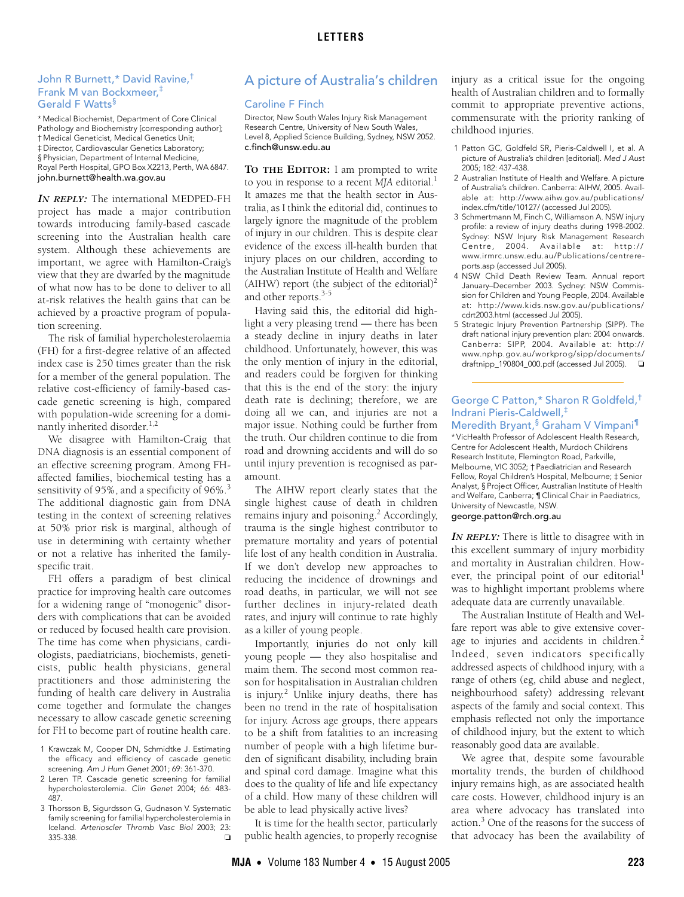John R Burnett,* David Ravine,† Frank M van Bockxmeer,‡ Gerald F Watts§

\* Medical Biochemist, Department of Core Clinical Pathology and Biochemistry [corresponding author]; † Medical Geneticist, Medical Genetics Unit; ‡ Director, Cardiovascular Genetics Laboratory; § Physician, Department of Internal Medicine, Royal Perth Hospital, GPO Box X2213, Perth, WA 6847.
john.burnett@health.wa.gov.au

***In reply:*** The international MEDPED-FH project has made a major contribution towards introducing family-based cascade screening into the Australian health care system. Although these achievements are important, we agree with Hamilton-Craig's view that they are dwarfed by the magnitude of what now has to be done to deliver to all at-risk relatives the health gains that can be achieved by a proactive program of population screening.

The risk of familial hypercholesterolaemia (FH) for a first-degree relative of an affected index case is 250 times greater than the risk for a member of the general population. The relative cost-efficiency of family-based cascade genetic screening is high, compared with population-wide screening for a dominantly inherited disorder.[1,2]

We disagree with Hamilton-Craig that DNA diagnosis is an essential component of an effective screening program. Among FH-affected families, biochemical testing has a sensitivity of 95%, and a specificity of 96%.[3] The additional diagnostic gain from DNA testing in the context of screening relatives at 50% prior risk is marginal, although of use in determining with certainty whether or not a relative has inherited the family-specific trait.

FH offers a paradigm of best clinical practice for improving health care outcomes for a widening range of "monogenic" disorders with complications that can be avoided or reduced by focused health care provision. The time has come when physicians, cardiologists, paediatricians, biochemists, geneticists, public health physicians, general practitioners and those administering the funding of health care delivery in Australia come together and formulate the changes necessary to allow cascade genetic screening for FH to become part of routine health care.

1 Krawczak M, Cooper DN, Schmidtke J. Estimating the efficacy and efficiency of cascade genetic screening. *Am J Hum Genet* 2001; 69: 361-370.
2 Leren TP. Cascade genetic screening for familial hypercholesterolemia. *Clin Genet* 2004; 66: 483-487.
3 Thorsson B, Sigurdsson G, Gudnason V. Systematic family screening for familial hypercholesterolemia in Iceland. *Arterioscler Thromb Vasc Biol* 2003; 23: 335-338.

## A picture of Australia's children

Caroline F Finch

Director, New South Wales Injury Risk Management Research Centre, University of New South Wales, Level 8, Applied Science Building, Sydney, NSW 2052.
c.finch@unsw.edu.au

**To the Editor:** I am prompted to write to you in response to a recent *MJA* editorial.[1] It amazes me that the health sector in Australia, as I think the editorial did, continues to largely ignore the magnitude of the problem of injury in our children. This is despite clear evidence of the excess ill-health burden that injury places on our children, according to the Australian Institute of Health and Welfare (AIHW) report (the subject of the editorial)[2] and other reports.[3-5]

Having said this, the editorial did highlight a very pleasing trend — there has been a steady decline in injury deaths in later childhood. Unfortunately, however, this was the only mention of injury in the editorial, and readers could be forgiven for thinking that this is the end of the story: the injury death rate is declining; therefore, we are doing all we can, and injuries are not a major issue. Nothing could be further from the truth. Our children continue to die from road and drowning accidents and will do so until injury prevention is recognised as paramount.

The AIHW report clearly states that the single highest cause of death in children remains injury and poisoning.[2] Accordingly, trauma is the single highest contributor to premature mortality and years of potential life lost of any health condition in Australia. If we don't develop new approaches to reducing the incidence of drownings and road deaths, in particular, we will not see further declines in injury-related death rates, and injury will continue to rate highly as a killer of young people.

Importantly, injuries do not only kill young people — they also hospitalise and maim them. The second most common reason for hospitalisation in Australian children is injury.[2] Unlike injury deaths, there has been no trend in the rate of hospitalisation for injury. Across age groups, there appears to be a shift from fatalities to an increasing number of people with a high lifetime burden of significant disability, including brain and spinal cord damage. Imagine what this does to the quality of life and life expectancy of a child. How many of these children will be able to lead physically active lives?

It is time for the health sector, particularly public health agencies, to properly recognise injury as a critical issue for the ongoing health of Australian children and to formally commit to appropriate preventive actions, commensurate with the priority ranking of childhood injuries.

1 Patton GC, Goldfeld SR, Pieris-Caldwell I, et al. A picture of Australia's children [editorial]. *Med J Aust* 2005; 182: 437-438.
2 Australian Institute of Health and Welfare. A picture of Australia's children. Canberra: AIHW, 2005. Available at: http://www.aihw.gov.au/publications/index.cfm/title/10127/ (accessed Jul 2005).
3 Schmertmann M, Finch C, Williamson A. NSW injury profile: a review of injury deaths during 1998-2002. Sydney: NSW Injury Risk Management Research Centre, 2004. Available at: http://www.irmrc.unsw.edu.au/Publications/centrereports.asp (accessed Jul 2005).
4 NSW Child Death Review Team. Annual report January–December 2003. Sydney: NSW Commission for Children and Young People, 2004. Available at: http://www.kids.nsw.gov.au/publications/cdrt2003.html (accessed Jul 2005).
5 Strategic Injury Prevention Partnership (SIPP). The draft national injury prevention plan: 2004 onwards. Canberra: SIPP, 2004. Available at: http://www.nphp.gov.au/workprog/sipp/documents/draftnipp_190804_000.pdf (accessed Jul 2005).

George C Patton,* Sharon R Goldfeld,† Indrani Pieris-Caldwell,‡ Meredith Bryant,§ Graham V Vimpani¶

\* VicHealth Professor of Adolescent Health Research, Centre for Adolescent Health, Murdoch Childrens Research Institute, Flemington Road, Parkville, Melbourne, VIC 3052; † Paediatrician and Research Fellow, Royal Children's Hospital, Melbourne; ‡ Senior Analyst, § Project Officer, Australian Institute of Health and Welfare, Canberra; ¶ Clinical Chair in Paediatrics, University of Newcastle, NSW.
george.patton@rch.org.au

***In reply:*** There is little to disagree with in this excellent summary of injury morbidity and mortality in Australian children. However, the principal point of our editorial[1] was to highlight important problems where adequate data are currently unavailable.

The Australian Institute of Health and Welfare report was able to give extensive coverage to injuries and accidents in children.[2] Indeed, seven indicators specifically addressed aspects of childhood injury, with a range of others (eg, child abuse and neglect, neighbourhood safety) addressing relevant aspects of the family and social context. This emphasis reflected not only the importance of childhood injury, but the extent to which reasonably good data are available.

We agree that, despite some favourable mortality trends, the burden of childhood injury remains high, as are associated health care costs. However, childhood injury is an area where advocacy has translated into action.[3] One of the reasons for the success of that advocacy has been the availability of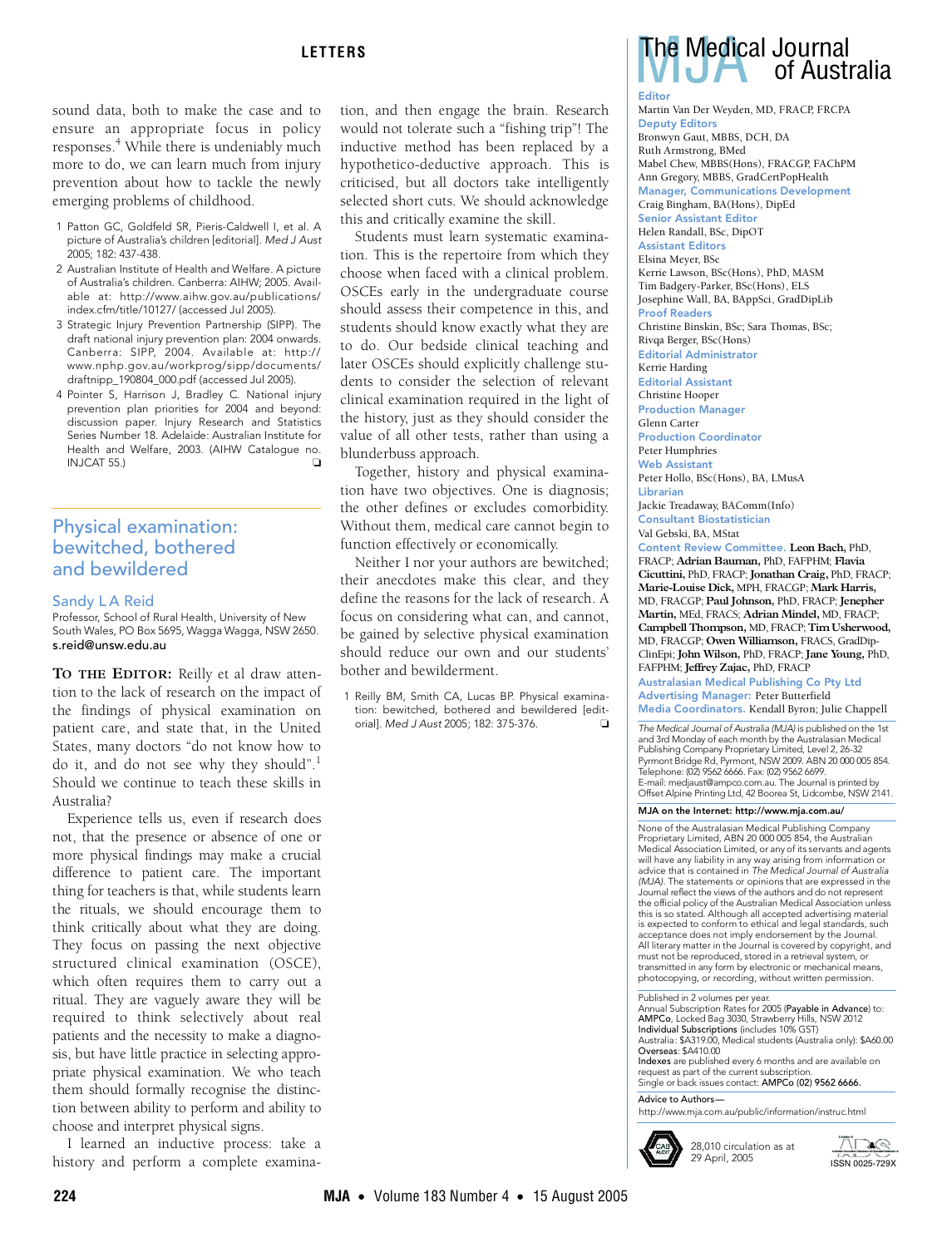sound data, both to make the case and to ensure an appropriate focus in policy responses.[4] While there is undeniably much more to do, we can learn much from injury prevention about how to tackle the newly emerging problems of childhood.

1 Patton GC, Goldfeld SR, Pieris-Caldwell I, et al. A picture of Australia's children [editorial]. *Med J Aust* 2005; 182: 437-438.
2 Australian Institute of Health and Welfare. A picture of Australia's children. Canberra: AIHW; 2005. Available at: http://www.aihw.gov.au/publications/index.cfm/title/10127/ (accessed Jul 2005).
3 Strategic Injury Prevention Partnership (SIPP). The draft national injury prevention plan: 2004 onwards. Canberra: SIPP, 2004. Available at: http://www.nphp.gov.au/workprog/sipp/documents/draftnipp_190804_000.pdf (accessed Jul 2005).
4 Pointer S, Harrison J, Bradley C. National injury prevention plan priorities for 2004 and beyond: discussion paper. Injury Research and Statistics Series Number 18. Adelaide: Australian Institute for Health and Welfare, 2003. (AIHW Catalogue no. INJCAT 55.)

## Physical examination: bewitched, bothered and bewildered

**Sandy L A Reid**
Professor, School of Rural Health, University of New South Wales, PO Box 5695, Wagga Wagga, NSW 2650.
s.reid@unsw.edu.au

**TO THE EDITOR:** Reilly et al draw attention to the lack of research on the impact of the findings of physical examination on patient care, and state that, in the United States, many doctors "do not know how to do it, and do not see why they should".[1] Should we continue to teach these skills in Australia?

Experience tells us, even if research does not, that the presence or absence of one or more physical findings may make a crucial difference to patient care. The important thing for teachers is that, while students learn the rituals, we should encourage them to think critically about what they are doing. They focus on passing the next objective structured clinical examination (OSCE), which often requires them to carry out a ritual. They are vaguely aware they will be required to think selectively about real patients and the necessity to make a diagnosis, but have little practice in selecting appropriate physical examination. We who teach them should formally recognise the distinction between ability to perform and ability to choose and interpret physical signs.

I learned an inductive process: take a history and perform a complete examination, and then engage the brain. Research would not tolerate such a "fishing trip"! The inductive method has been replaced by a hypothetico-deductive approach. This is criticised, but all doctors take intelligently selected short cuts. We should acknowledge this and critically examine the skill.

Students must learn systematic examination. This is the repertoire from which they choose when faced with a clinical problem. OSCEs early in the undergraduate course should assess their competence in this, and students should know exactly what they are to do. Our bedside clinical teaching and later OSCEs should explicitly challenge students to consider the selection of relevant clinical examination required in the light of the history, just as they should consider the value of all other tests, rather than using a blunderbuss approach.

Together, history and physical examination have two objectives. One is diagnosis; the other defines or excludes comorbidity. Without them, medical care cannot begin to function effectively or economically.

Neither I nor your authors are bewitched; their anecdotes make this clear, and they define the reasons for the lack of research. A focus on considering what can, and cannot, be gained by selective physical examination should reduce our own and our students' bother and bewilderment.

1 Reilly BM, Smith CA, Lucas BP. Physical examination: bewitched, bothered and bewildered [editorial]. *Med J Aust* 2005; 182: 375-376.

# The Medical Journal of Australia

**Editor**
Martin Van Der Weyden, MD, FRACP, FRCPA

**Deputy Editors**
Bronwyn Gaut, MBBS, DCH, DA
Ruth Armstrong, BMed
Mabel Chew, MBBS(Hons), FRACGP, FAChPM
Ann Gregory, MBBS, GradCertPopHealth

**Manager, Communications Development**
Craig Bingham, BA(Hons), DipEd

**Senior Assistant Editor**
Helen Randall, BSc, DipOT

**Assistant Editors**
Elsina Meyer, BSc
Kerrie Lawson, BSc(Hons), PhD, MASM
Tim Badgery-Parker, BSc(Hons), ELS
Josephine Wall, BA, BAppSci, GradDipLib

**Proof Readers**
Christine Binskin, BSc; Sara Thomas, BSc; Rivqa Berger, BSc(Hons)

**Editorial Administrator**
Kerrie Harding

**Editorial Assistant**
Christine Hooper

**Production Manager**
Glenn Carter

**Production Coordinator**
Peter Humphries

**Web Assistant**
Peter Hollo, BSc(Hons), BA, LMusA

**Librarian**
Jackie Treadaway, BAComm(Info)

**Consultant Biostatistician**
Val Gebski, BA, MStat

**Content Review Committee.** **Leon Bach,** PhD, FRACP; **Adrian Bauman,** PhD, FAFPHM; **Flavia Cicuttini,** PhD, FRACP; **Jonathan Craig,** PhD, FRACP; **Marie-Louise Dick,** MPH, FRACGP; **Mark Harris,** MD, FRACGP; **Paul Johnson,** PhD, FRACP; **Jenepher Martin,** MEd, FRACS; **Adrian Mindel,** MD, FRACP; **Campbell Thompson,** MD, FRACP; **Tim Usherwood,** MD, FRACGP; **Owen Williamson,** FRACS, GradDipClinEpi; **John Wilson,** PhD, FRACP; **Jane Young,** PhD, FAFPHM; **Jeffrey Zajac,** PhD, FRACP

**Australasian Medical Publishing Co Pty Ltd**
**Advertising Manager:** Peter Butterfield
**Media Coordinators.** Kendall Byron; Julie Chappell

*The Medical Journal of Australia (MJA)* is published on the 1st and 3rd Monday of each month by the Australasian Medical Publishing Company Proprietary Limited, Level 2, 26-32 Pyrmont Bridge Rd, Pyrmont, NSW 2009. ABN 20 000 005 854. Telephone: (02) 9562 6666. Fax: (02) 9562 6699. E-mail: medjaust@ampco.com.au. The Journal is printed by Offset Alpine Printing Ltd, 42 Boorea St, Lidcombe, NSW 2141.

**MJA on the Internet: http://www.mja.com.au/**

None of the Australasian Medical Publishing Company Proprietary Limited, ABN 20 000 005 854, the Australian Medical Association Limited, or any of its servants and agents will have any liability in any way arising from information or advice that is contained in *The Medical Journal of Australia (MJA)*. The statements or opinions that are expressed in the Journal reflect the views of the authors and do not represent the official policy of the Australian Medical Association unless this is so stated. Although all accepted advertising material is expected to conform to ethical and legal standards, such acceptance does not imply endorsement by the Journal. All literary matter in the Journal is covered by copyright, and must not be reproduced, stored in a retrieval system, or transmitted in any form by electronic or mechanical means, photocopying, or recording, without written permission.

Published in 2 volumes per year.
Annual Subscription Rates for 2005 (**Payable in Advance**) to: **AMPCo**, Locked Bag 3030, Strawberry Hills, NSW 2012
**Individual Subscriptions** (includes 10% GST)
Australia: $A319.00, Medical students (Australia only): $A60.00
**Overseas**: $A410.00
**Indexes** are published every 6 months and are available on request as part of the current subscription.
Single or back issues contact: **AMPCo (02) 9562 6666.**

Advice to Authors—
http://www.mja.com.au/public/information/instruc.html

28,010 circulation as at 29 April, 2005

ISSN 0025-729X